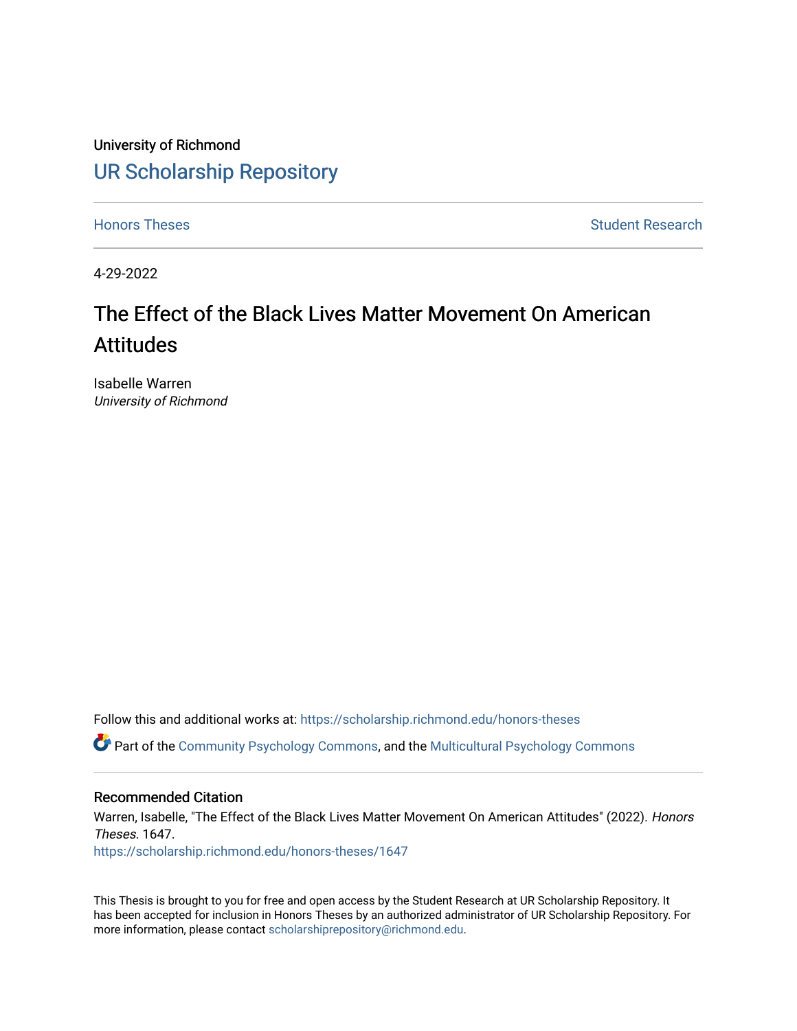University of Richmond

## UR Scholarship Repository

Honors Theses | Student Research

4-29-2022

# The Effect of the Black Lives Matter Movement On American Attitudes

Isabelle Warren
*University of Richmond*

Follow this and additional works at: https://scholarship.richmond.edu/honors-theses

Part of the Community Psychology Commons, and the Multicultural Psychology Commons

### Recommended Citation

Warren, Isabelle, "The Effect of the Black Lives Matter Movement On American Attitudes" (2022). *Honors Theses*. 1647.
https://scholarship.richmond.edu/honors-theses/1647

This Thesis is brought to you for free and open access by the Student Research at UR Scholarship Repository. It has been accepted for inclusion in Honors Theses by an authorized administrator of UR Scholarship Repository. For more information, please contact scholarshiprepository@richmond.edu.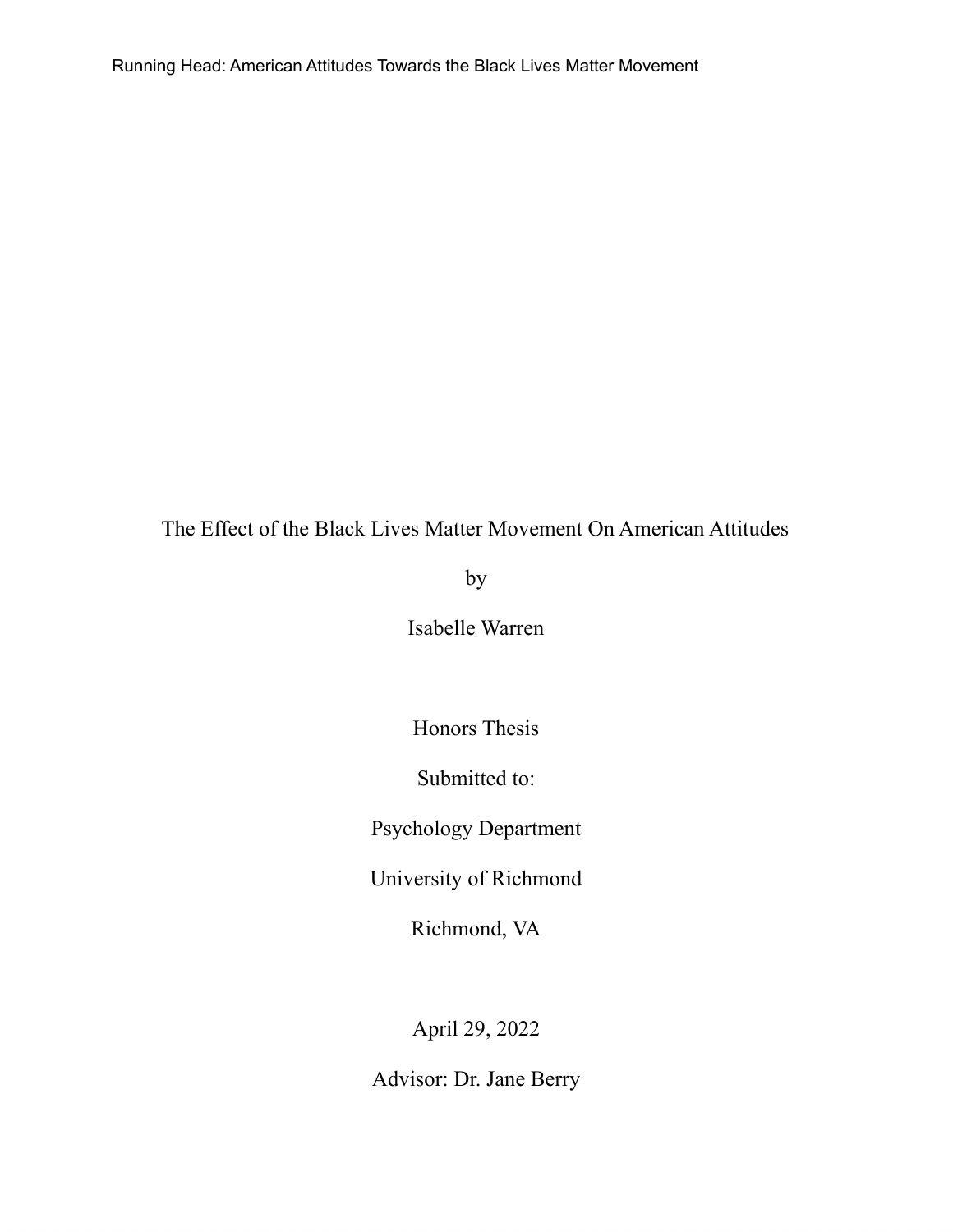# The Effect of the Black Lives Matter Movement On American Attitudes

by

Isabelle Warren

Honors Thesis

Submitted to:

Psychology Department

University of Richmond

Richmond, VA

April 29, 2022

Advisor: Dr. Jane Berry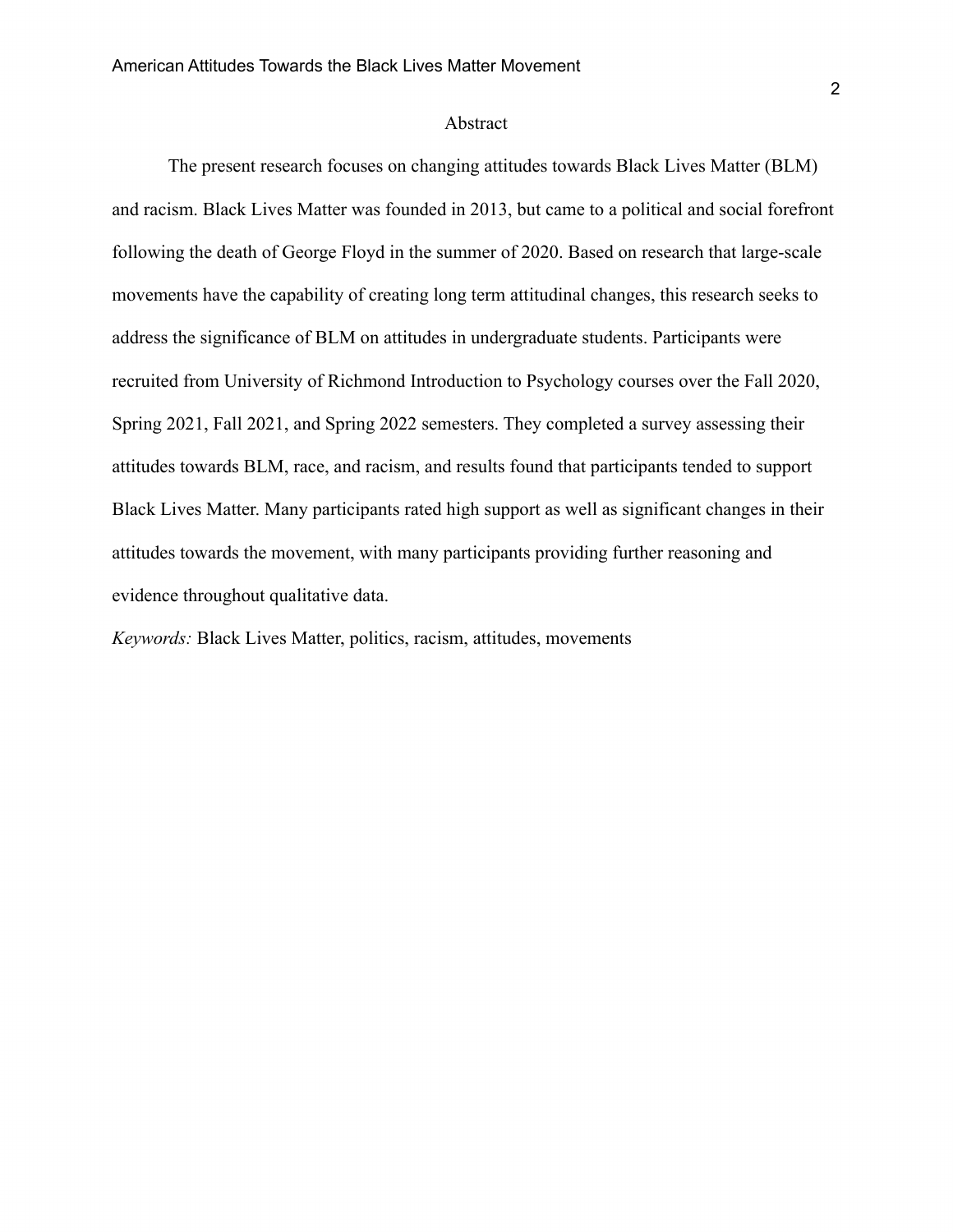## Abstract

The present research focuses on changing attitudes towards Black Lives Matter (BLM) and racism. Black Lives Matter was founded in 2013, but came to a political and social forefront following the death of George Floyd in the summer of 2020. Based on research that large-scale movements have the capability of creating long term attitudinal changes, this research seeks to address the significance of BLM on attitudes in undergraduate students. Participants were recruited from University of Richmond Introduction to Psychology courses over the Fall 2020, Spring 2021, Fall 2021, and Spring 2022 semesters. They completed a survey assessing their attitudes towards BLM, race, and racism, and results found that participants tended to support Black Lives Matter. Many participants rated high support as well as significant changes in their attitudes towards the movement, with many participants providing further reasoning and evidence throughout qualitative data.

*Keywords:* Black Lives Matter, politics, racism, attitudes, movements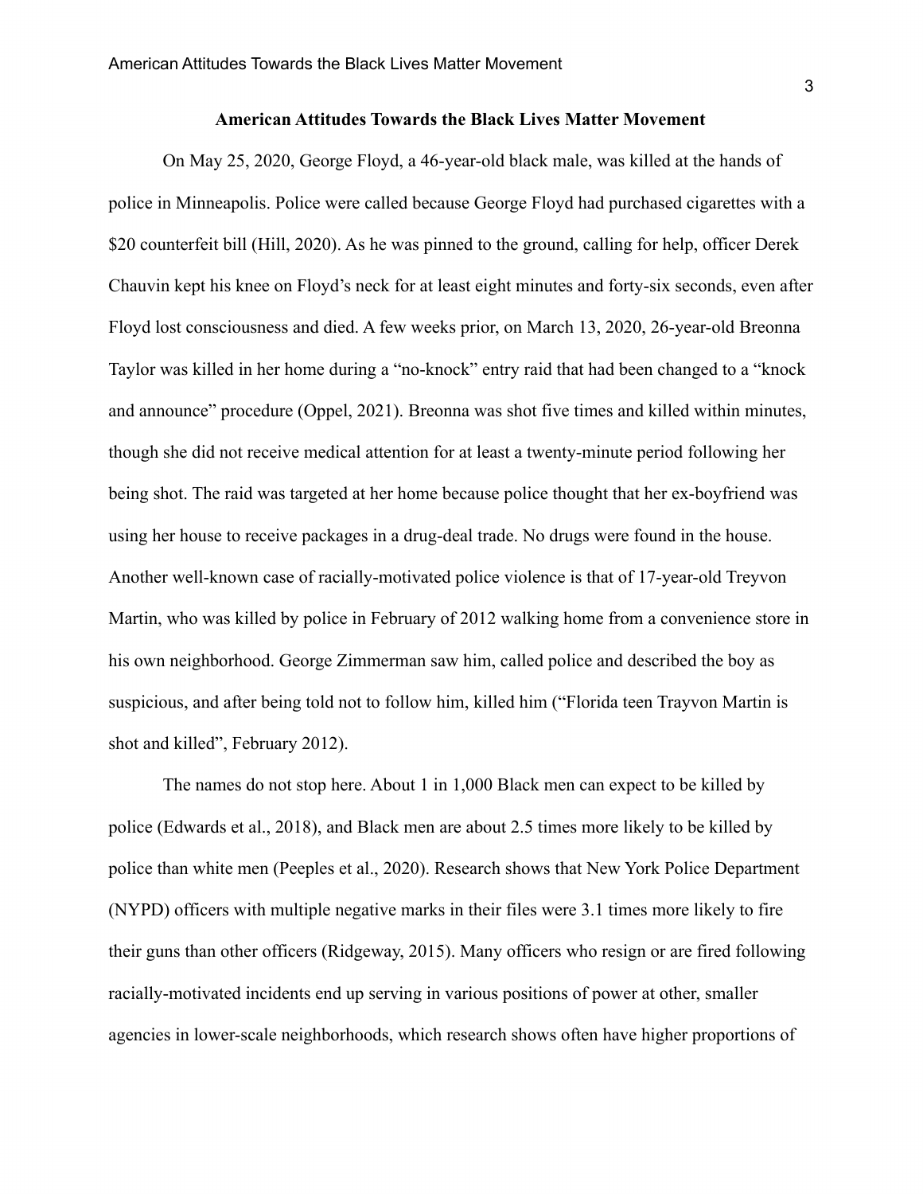# American Attitudes Towards the Black Lives Matter Movement

On May 25, 2020, George Floyd, a 46-year-old black male, was killed at the hands of police in Minneapolis. Police were called because George Floyd had purchased cigarettes with a $20 counterfeit bill (Hill, 2020). As he was pinned to the ground, calling for help, officer Derek Chauvin kept his knee on Floyd's neck for at least eight minutes and forty-six seconds, even after Floyd lost consciousness and died. A few weeks prior, on March 13, 2020, 26-year-old Breonna Taylor was killed in her home during a "no-knock" entry raid that had been changed to a "knock and announce" procedure (Oppel, 2021). Breonna was shot five times and killed within minutes, though she did not receive medical attention for at least a twenty-minute period following her being shot. The raid was targeted at her home because police thought that her ex-boyfriend was using her house to receive packages in a drug-deal trade. No drugs were found in the house. Another well-known case of racially-motivated police violence is that of 17-year-old Treyvon Martin, who was killed by police in February of 2012 walking home from a convenience store in his own neighborhood. George Zimmerman saw him, called police and described the boy as suspicious, and after being told not to follow him, killed him ("Florida teen Trayvon Martin is shot and killed", February 2012).

The names do not stop here. About 1 in 1,000 Black men can expect to be killed by police (Edwards et al., 2018), and Black men are about 2.5 times more likely to be killed by police than white men (Peeples et al., 2020). Research shows that New York Police Department (NYPD) officers with multiple negative marks in their files were 3.1 times more likely to fire their guns than other officers (Ridgeway, 2015). Many officers who resign or are fired following racially-motivated incidents end up serving in various positions of power at other, smaller agencies in lower-scale neighborhoods, which research shows often have higher proportions of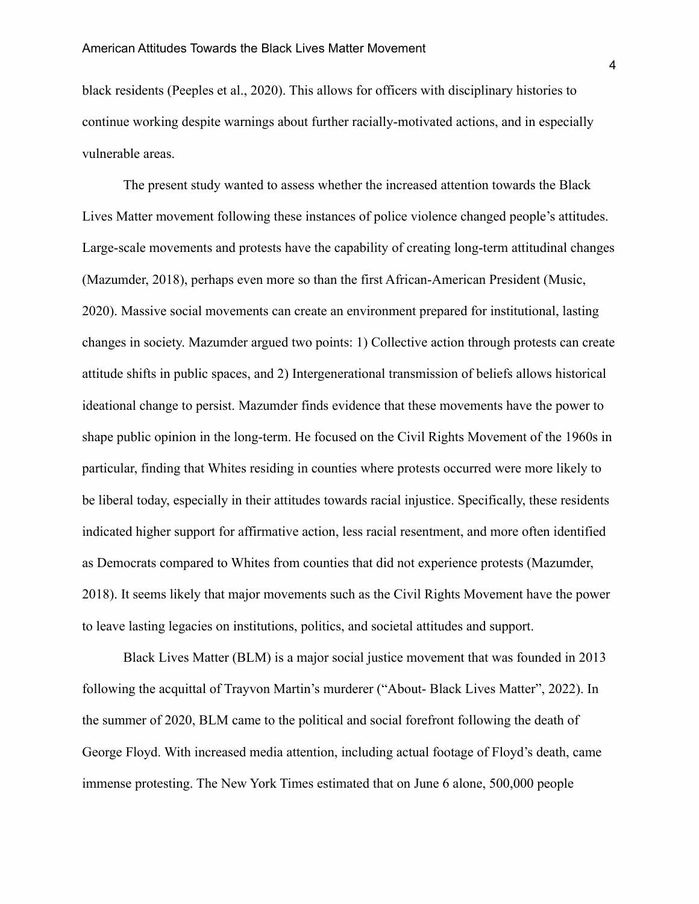black residents (Peeples et al., 2020). This allows for officers with disciplinary histories to continue working despite warnings about further racially-motivated actions, and in especially vulnerable areas.

The present study wanted to assess whether the increased attention towards the Black Lives Matter movement following these instances of police violence changed people's attitudes. Large-scale movements and protests have the capability of creating long-term attitudinal changes (Mazumder, 2018), perhaps even more so than the first African-American President (Music, 2020). Massive social movements can create an environment prepared for institutional, lasting changes in society. Mazumder argued two points: 1) Collective action through protests can create attitude shifts in public spaces, and 2) Intergenerational transmission of beliefs allows historical ideational change to persist. Mazumder finds evidence that these movements have the power to shape public opinion in the long-term. He focused on the Civil Rights Movement of the 1960s in particular, finding that Whites residing in counties where protests occurred were more likely to be liberal today, especially in their attitudes towards racial injustice. Specifically, these residents indicated higher support for affirmative action, less racial resentment, and more often identified as Democrats compared to Whites from counties that did not experience protests (Mazumder, 2018). It seems likely that major movements such as the Civil Rights Movement have the power to leave lasting legacies on institutions, politics, and societal attitudes and support.

Black Lives Matter (BLM) is a major social justice movement that was founded in 2013 following the acquittal of Trayvon Martin's murderer ("About- Black Lives Matter", 2022). In the summer of 2020, BLM came to the political and social forefront following the death of George Floyd. With increased media attention, including actual footage of Floyd's death, came immense protesting. The New York Times estimated that on June 6 alone, 500,000 people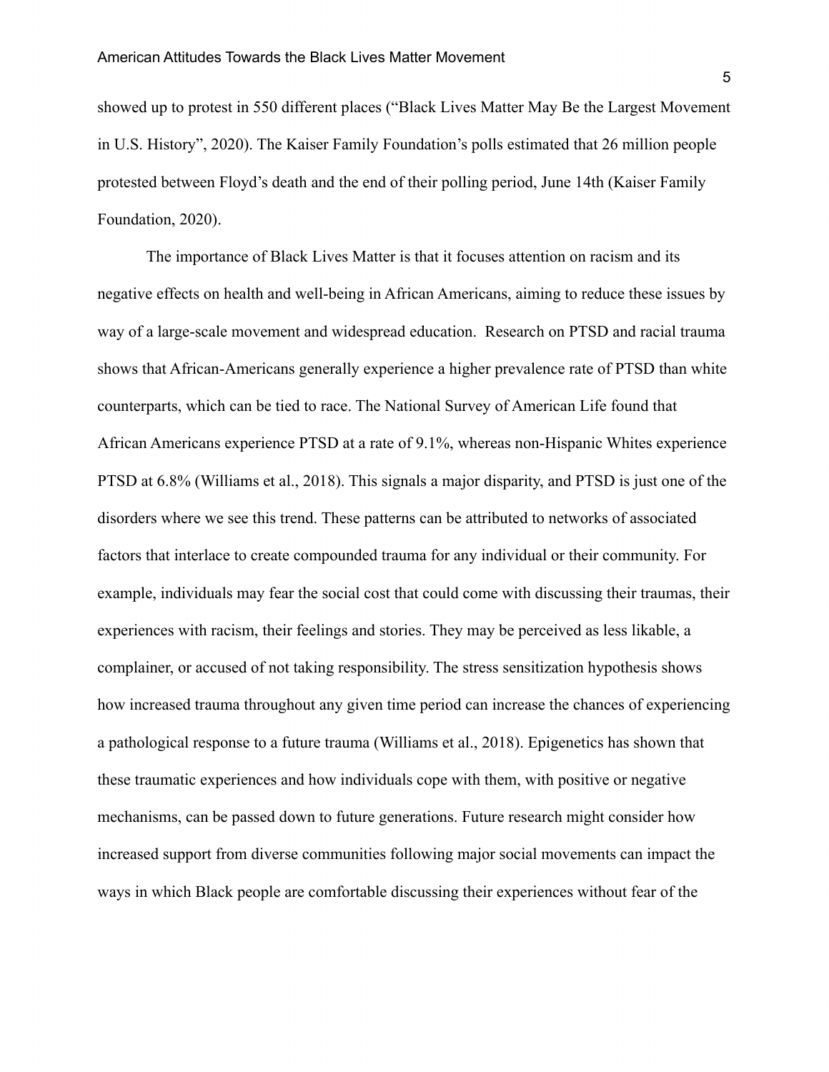showed up to protest in 550 different places ("Black Lives Matter May Be the Largest Movement in U.S. History", 2020). The Kaiser Family Foundation's polls estimated that 26 million people protested between Floyd's death and the end of their polling period, June 14th (Kaiser Family Foundation, 2020).

The importance of Black Lives Matter is that it focuses attention on racism and its negative effects on health and well-being in African Americans, aiming to reduce these issues by way of a large-scale movement and widespread education. Research on PTSD and racial trauma shows that African-Americans generally experience a higher prevalence rate of PTSD than white counterparts, which can be tied to race. The National Survey of American Life found that African Americans experience PTSD at a rate of 9.1%, whereas non-Hispanic Whites experience PTSD at 6.8% (Williams et al., 2018). This signals a major disparity, and PTSD is just one of the disorders where we see this trend. These patterns can be attributed to networks of associated factors that interlace to create compounded trauma for any individual or their community. For example, individuals may fear the social cost that could come with discussing their traumas, their experiences with racism, their feelings and stories. They may be perceived as less likable, a complainer, or accused of not taking responsibility. The stress sensitization hypothesis shows how increased trauma throughout any given time period can increase the chances of experiencing a pathological response to a future trauma (Williams et al., 2018). Epigenetics has shown that these traumatic experiences and how individuals cope with them, with positive or negative mechanisms, can be passed down to future generations. Future research might consider how increased support from diverse communities following major social movements can impact the ways in which Black people are comfortable discussing their experiences without fear of the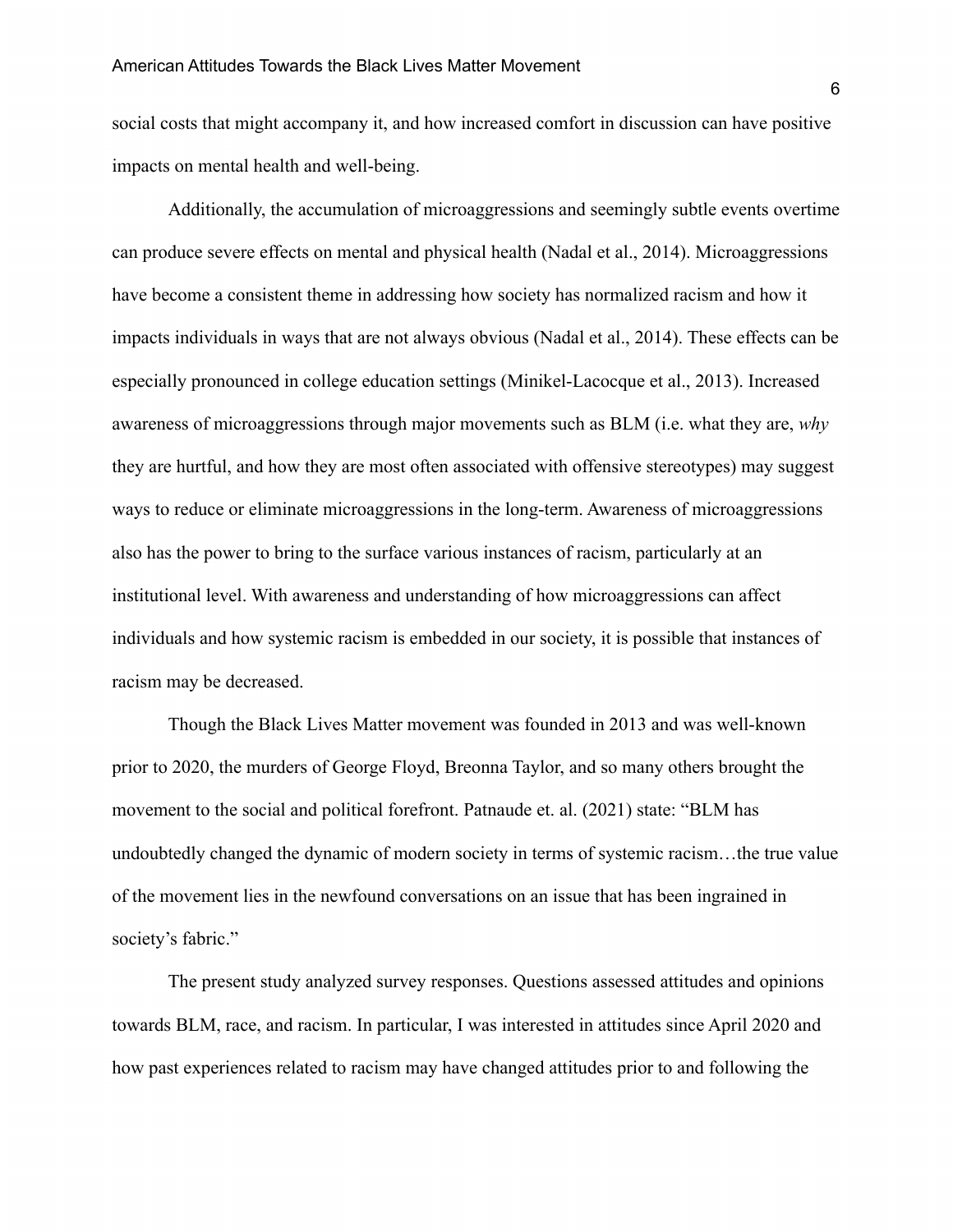social costs that might accompany it, and how increased comfort in discussion can have positive impacts on mental health and well-being.

Additionally, the accumulation of microaggressions and seemingly subtle events overtime can produce severe effects on mental and physical health (Nadal et al., 2014). Microaggressions have become a consistent theme in addressing how society has normalized racism and how it impacts individuals in ways that are not always obvious (Nadal et al., 2014). These effects can be especially pronounced in college education settings (Minikel-Lacocque et al., 2013). Increased awareness of microaggressions through major movements such as BLM (i.e. what they are, *why* they are hurtful, and how they are most often associated with offensive stereotypes) may suggest ways to reduce or eliminate microaggressions in the long-term. Awareness of microaggressions also has the power to bring to the surface various instances of racism, particularly at an institutional level. With awareness and understanding of how microaggressions can affect individuals and how systemic racism is embedded in our society, it is possible that instances of racism may be decreased.

Though the Black Lives Matter movement was founded in 2013 and was well-known prior to 2020, the murders of George Floyd, Breonna Taylor, and so many others brought the movement to the social and political forefront. Patnaude et. al. (2021) state: "BLM has undoubtedly changed the dynamic of modern society in terms of systemic racism…the true value of the movement lies in the newfound conversations on an issue that has been ingrained in society's fabric."

The present study analyzed survey responses. Questions assessed attitudes and opinions towards BLM, race, and racism. In particular, I was interested in attitudes since April 2020 and how past experiences related to racism may have changed attitudes prior to and following the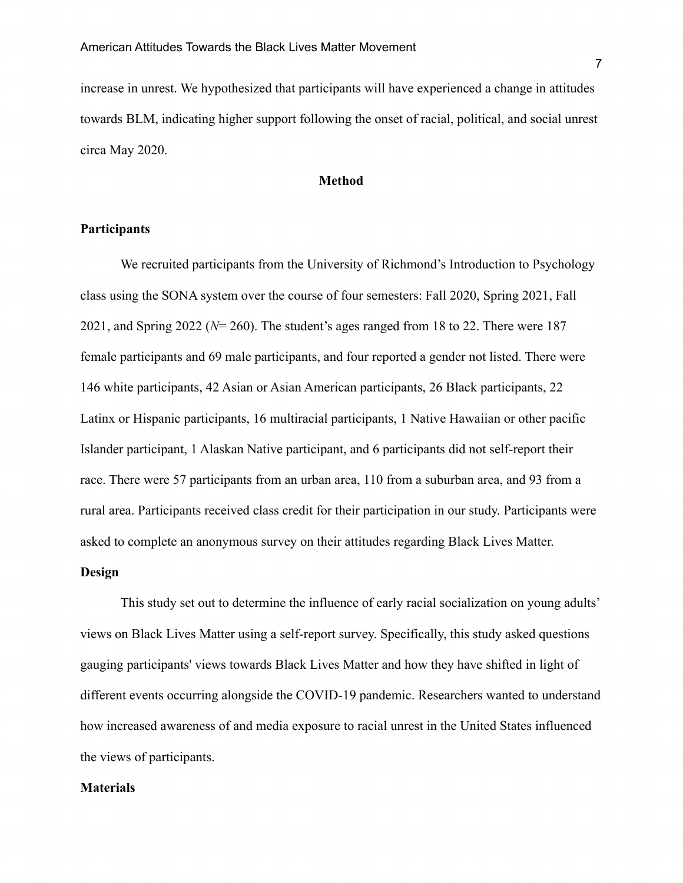increase in unrest. We hypothesized that participants will have experienced a change in attitudes towards BLM, indicating higher support following the onset of racial, political, and social unrest circa May 2020.

## Method

### Participants

We recruited participants from the University of Richmond's Introduction to Psychology class using the SONA system over the course of four semesters: Fall 2020, Spring 2021, Fall 2021, and Spring 2022 (*N*= 260). The student's ages ranged from 18 to 22. There were 187 female participants and 69 male participants, and four reported a gender not listed. There were 146 white participants, 42 Asian or Asian American participants, 26 Black participants, 22 Latinx or Hispanic participants, 16 multiracial participants, 1 Native Hawaiian or other pacific Islander participant, 1 Alaskan Native participant, and 6 participants did not self-report their race. There were 57 participants from an urban area, 110 from a suburban area, and 93 from a rural area. Participants received class credit for their participation in our study. Participants were asked to complete an anonymous survey on their attitudes regarding Black Lives Matter.

### Design

This study set out to determine the influence of early racial socialization on young adults' views on Black Lives Matter using a self-report survey. Specifically, this study asked questions gauging participants' views towards Black Lives Matter and how they have shifted in light of different events occurring alongside the COVID-19 pandemic. Researchers wanted to understand how increased awareness of and media exposure to racial unrest in the United States influenced the views of participants.

### Materials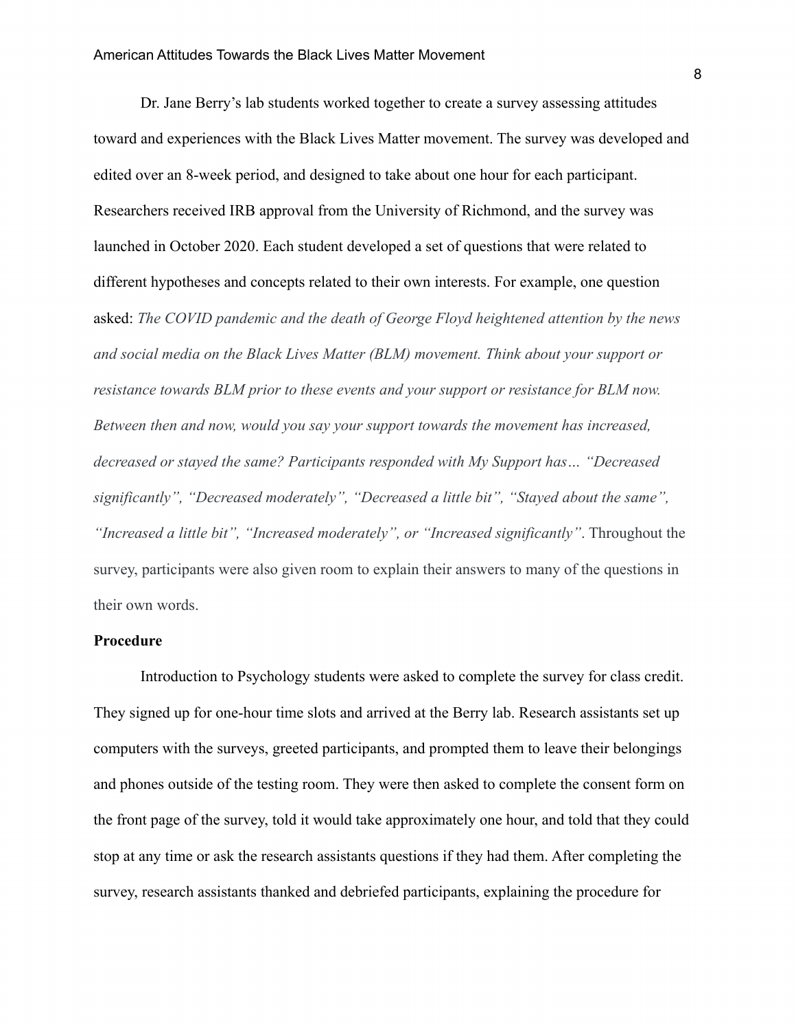Dr. Jane Berry's lab students worked together to create a survey assessing attitudes toward and experiences with the Black Lives Matter movement. The survey was developed and edited over an 8-week period, and designed to take about one hour for each participant. Researchers received IRB approval from the University of Richmond, and the survey was launched in October 2020. Each student developed a set of questions that were related to different hypotheses and concepts related to their own interests. For example, one question asked: *The COVID pandemic and the death of George Floyd heightened attention by the news and social media on the Black Lives Matter (BLM) movement. Think about your support or resistance towards BLM prior to these events and your support or resistance for BLM now. Between then and now, would you say your support towards the movement has increased, decreased or stayed the same? Participants responded with My Support has… "Decreased significantly", "Decreased moderately", "Decreased a little bit", "Stayed about the same", "Increased a little bit", "Increased moderately", or "Increased significantly"*. Throughout the survey, participants were also given room to explain their answers to many of the questions in their own words.

**Procedure**

Introduction to Psychology students were asked to complete the survey for class credit. They signed up for one-hour time slots and arrived at the Berry lab. Research assistants set up computers with the surveys, greeted participants, and prompted them to leave their belongings and phones outside of the testing room. They were then asked to complete the consent form on the front page of the survey, told it would take approximately one hour, and told that they could stop at any time or ask the research assistants questions if they had them. After completing the survey, research assistants thanked and debriefed participants, explaining the procedure for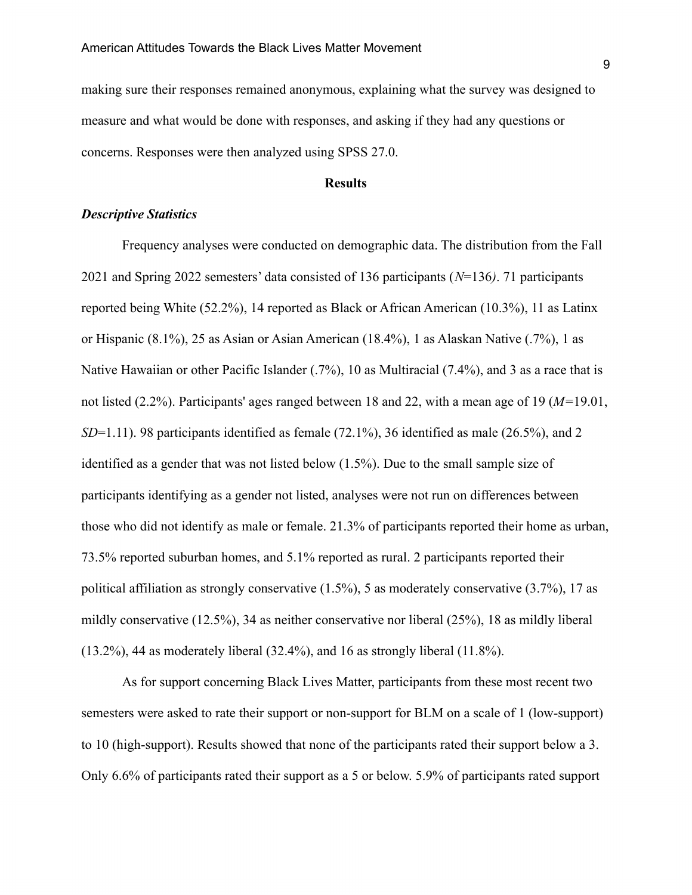making sure their responses remained anonymous, explaining what the survey was designed to measure and what would be done with responses, and asking if they had any questions or concerns. Responses were then analyzed using SPSS 27.0.

## Results

### *Descriptive Statistics*

Frequency analyses were conducted on demographic data. The distribution from the Fall 2021 and Spring 2022 semesters' data consisted of 136 participants ($N$=136). 71 participants reported being White (52.2%), 14 reported as Black or African American (10.3%), 11 as Latinx or Hispanic (8.1%), 25 as Asian or Asian American (18.4%), 1 as Alaskan Native (.7%), 1 as Native Hawaiian or other Pacific Islander (.7%), 10 as Multiracial (7.4%), and 3 as a race that is not listed (2.2%). Participants' ages ranged between 18 and 22, with a mean age of 19 ($M$=19.01, $SD$=1.11). 98 participants identified as female (72.1%), 36 identified as male (26.5%), and 2 identified as a gender that was not listed below (1.5%). Due to the small sample size of participants identifying as a gender not listed, analyses were not run on differences between those who did not identify as male or female. 21.3% of participants reported their home as urban, 73.5% reported suburban homes, and 5.1% reported as rural. 2 participants reported their political affiliation as strongly conservative (1.5%), 5 as moderately conservative (3.7%), 17 as mildly conservative (12.5%), 34 as neither conservative nor liberal (25%), 18 as mildly liberal (13.2%), 44 as moderately liberal (32.4%), and 16 as strongly liberal (11.8%).

As for support concerning Black Lives Matter, participants from these most recent two semesters were asked to rate their support or non-support for BLM on a scale of 1 (low-support) to 10 (high-support). Results showed that none of the participants rated their support below a 3. Only 6.6% of participants rated their support as a 5 or below. 5.9% of participants rated support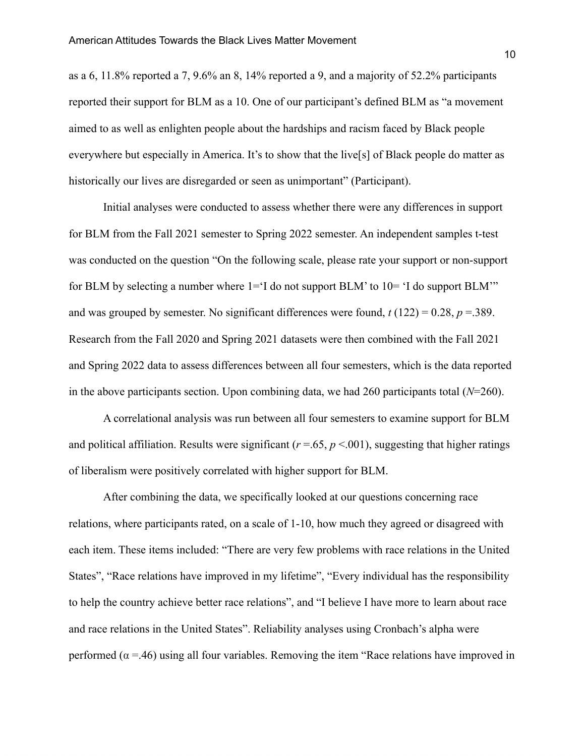as a 6, 11.8% reported a 7, 9.6% an 8, 14% reported a 9, and a majority of 52.2% participants reported their support for BLM as a 10. One of our participant's defined BLM as "a movement aimed to as well as enlighten people about the hardships and racism faced by Black people everywhere but especially in America. It's to show that the live[s] of Black people do matter as historically our lives are disregarded or seen as unimportant" (Participant).

Initial analyses were conducted to assess whether there were any differences in support for BLM from the Fall 2021 semester to Spring 2022 semester. An independent samples t-test was conducted on the question "On the following scale, please rate your support or non-support for BLM by selecting a number where 1='I do not support BLM' to 10= 'I do support BLM'" and was grouped by semester. No significant differences were found, $t\,(122) = 0.28$, $p = .389$. Research from the Fall 2020 and Spring 2021 datasets were then combined with the Fall 2021 and Spring 2022 data to assess differences between all four semesters, which is the data reported in the above participants section. Upon combining data, we had 260 participants total ($N$=260).

A correlational analysis was run between all four semesters to examine support for BLM and political affiliation. Results were significant ($r = .65$, $p < .001$), suggesting that higher ratings of liberalism were positively correlated with higher support for BLM.

After combining the data, we specifically looked at our questions concerning race relations, where participants rated, on a scale of 1-10, how much they agreed or disagreed with each item. These items included: "There are very few problems with race relations in the United States", "Race relations have improved in my lifetime", "Every individual has the responsibility to help the country achieve better race relations", and "I believe I have more to learn about race and race relations in the United States". Reliability analyses using Cronbach's alpha were performed ($\alpha = .46$) using all four variables. Removing the item "Race relations have improved in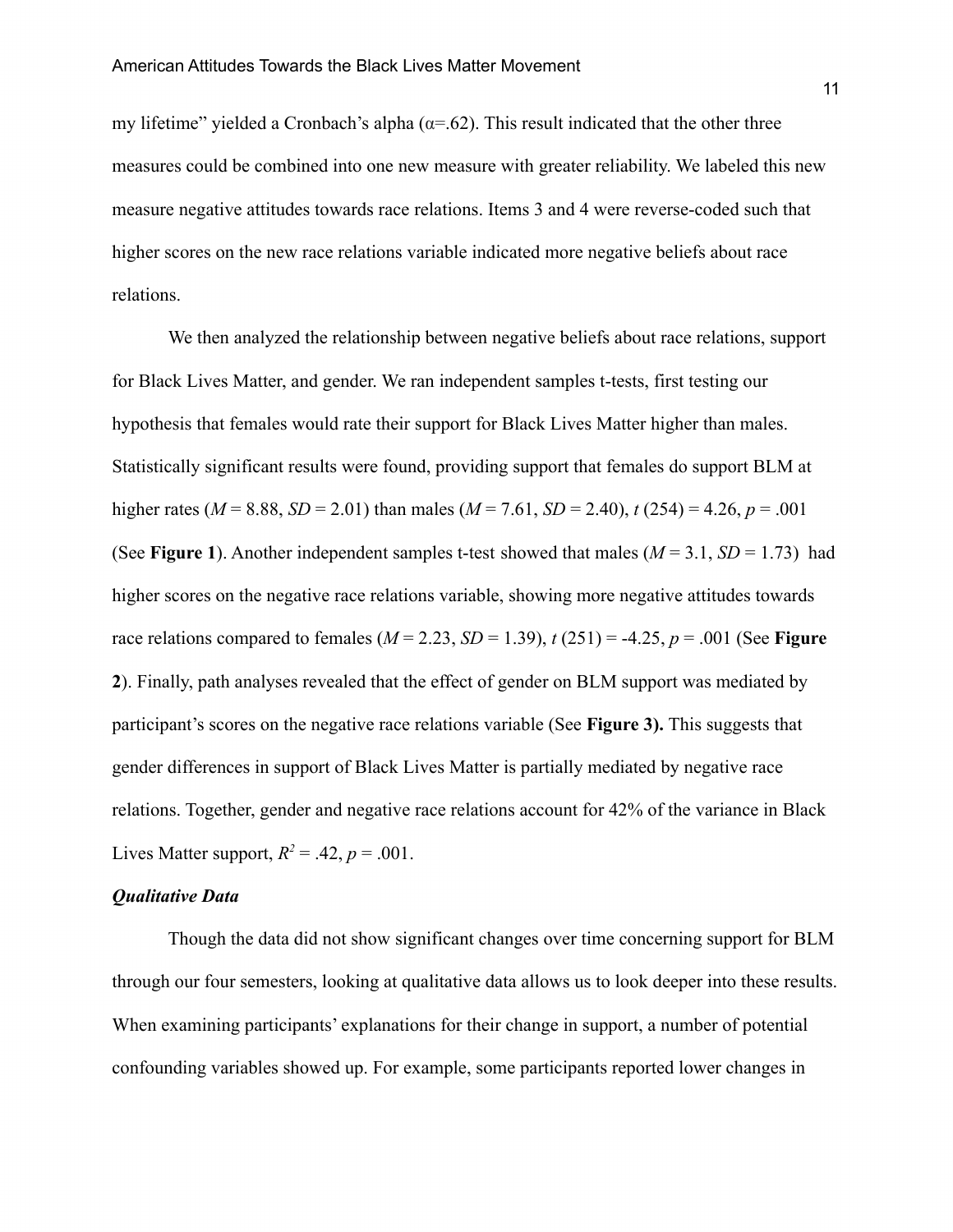my lifetime" yielded a Cronbach's alpha ($\alpha$=.62). This result indicated that the other three measures could be combined into one new measure with greater reliability. We labeled this new measure negative attitudes towards race relations. Items 3 and 4 were reverse-coded such that higher scores on the new race relations variable indicated more negative beliefs about race relations.

We then analyzed the relationship between negative beliefs about race relations, support for Black Lives Matter, and gender. We ran independent samples t-tests, first testing our hypothesis that females would rate their support for Black Lives Matter higher than males. Statistically significant results were found, providing support that females do support BLM at higher rates ($M$ = 8.88, $SD$ = 2.01) than males ($M$ = 7.61, $SD$ = 2.40), $t$ (254) = 4.26, $p$ = .001 (See **Figure 1**). Another independent samples t-test showed that males ($M$ = 3.1, $SD$ = 1.73) had higher scores on the negative race relations variable, showing more negative attitudes towards race relations compared to females ($M$ = 2.23, $SD$ = 1.39), $t$ (251) = -4.25, $p$ = .001 (See **Figure 2**). Finally, path analyses revealed that the effect of gender on BLM support was mediated by participant's scores on the negative race relations variable (See **Figure 3).** This suggests that gender differences in support of Black Lives Matter is partially mediated by negative race relations. Together, gender and negative race relations account for 42% of the variance in Black Lives Matter support, $R^2$ = .42, $p$ = .001.

***Qualitative Data***

Though the data did not show significant changes over time concerning support for BLM through our four semesters, looking at qualitative data allows us to look deeper into these results. When examining participants' explanations for their change in support, a number of potential confounding variables showed up. For example, some participants reported lower changes in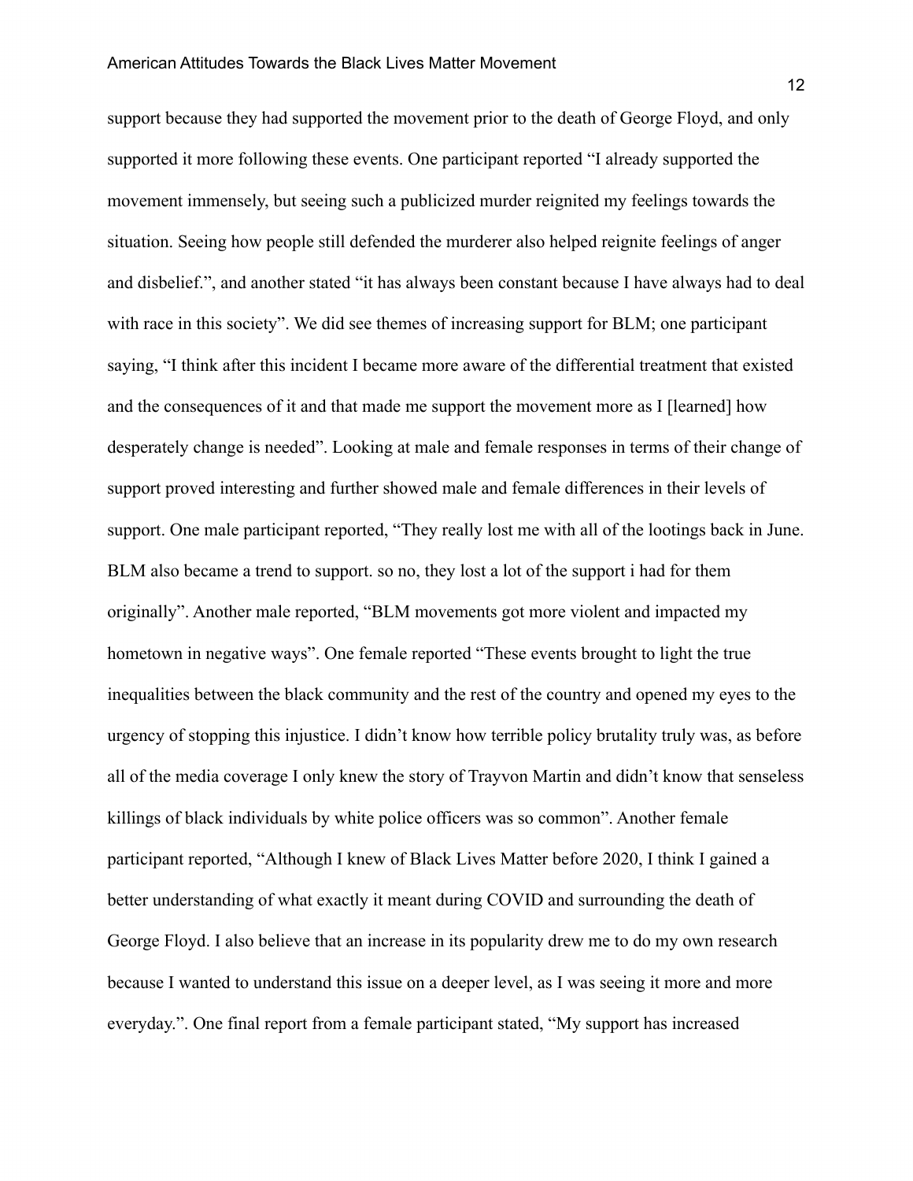support because they had supported the movement prior to the death of George Floyd, and only supported it more following these events. One participant reported “I already supported the movement immensely, but seeing such a publicized murder reignited my feelings towards the situation. Seeing how people still defended the murderer also helped reignite feelings of anger and disbelief.”, and another stated “it has always been constant because I have always had to deal with race in this society”. We did see themes of increasing support for BLM; one participant saying, “I think after this incident I became more aware of the differential treatment that existed and the consequences of it and that made me support the movement more as I [learned] how desperately change is needed”. Looking at male and female responses in terms of their change of support proved interesting and further showed male and female differences in their levels of support. One male participant reported, “They really lost me with all of the lootings back in June. BLM also became a trend to support. so no, they lost a lot of the support i had for them originally”. Another male reported, “BLM movements got more violent and impacted my hometown in negative ways”. One female reported “These events brought to light the true inequalities between the black community and the rest of the country and opened my eyes to the urgency of stopping this injustice. I didn’t know how terrible policy brutality truly was, as before all of the media coverage I only knew the story of Trayvon Martin and didn’t know that senseless killings of black individuals by white police officers was so common”. Another female participant reported, “Although I knew of Black Lives Matter before 2020, I think I gained a better understanding of what exactly it meant during COVID and surrounding the death of George Floyd. I also believe that an increase in its popularity drew me to do my own research because I wanted to understand this issue on a deeper level, as I was seeing it more and more everyday.”. One final report from a female participant stated, “My support has increased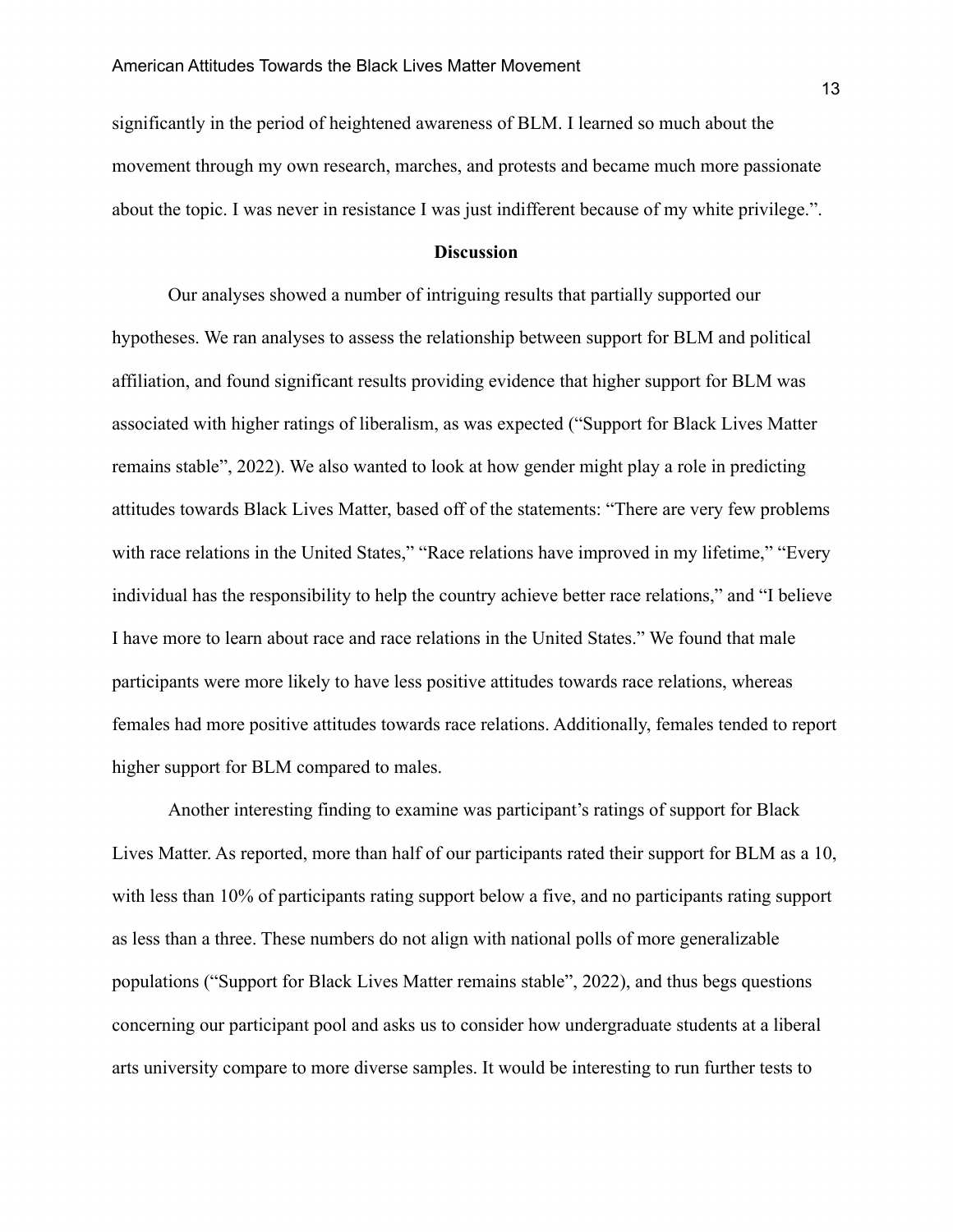significantly in the period of heightened awareness of BLM. I learned so much about the movement through my own research, marches, and protests and became much more passionate about the topic. I was never in resistance I was just indifferent because of my white privilege.".

**Discussion**

Our analyses showed a number of intriguing results that partially supported our hypotheses. We ran analyses to assess the relationship between support for BLM and political affiliation, and found significant results providing evidence that higher support for BLM was associated with higher ratings of liberalism, as was expected ("Support for Black Lives Matter remains stable", 2022). We also wanted to look at how gender might play a role in predicting attitudes towards Black Lives Matter, based off of the statements: "There are very few problems with race relations in the United States," "Race relations have improved in my lifetime," "Every individual has the responsibility to help the country achieve better race relations," and "I believe I have more to learn about race and race relations in the United States." We found that male participants were more likely to have less positive attitudes towards race relations, whereas females had more positive attitudes towards race relations. Additionally, females tended to report higher support for BLM compared to males.

Another interesting finding to examine was participant's ratings of support for Black Lives Matter. As reported, more than half of our participants rated their support for BLM as a 10, with less than 10% of participants rating support below a five, and no participants rating support as less than a three. These numbers do not align with national polls of more generalizable populations ("Support for Black Lives Matter remains stable", 2022), and thus begs questions concerning our participant pool and asks us to consider how undergraduate students at a liberal arts university compare to more diverse samples. It would be interesting to run further tests to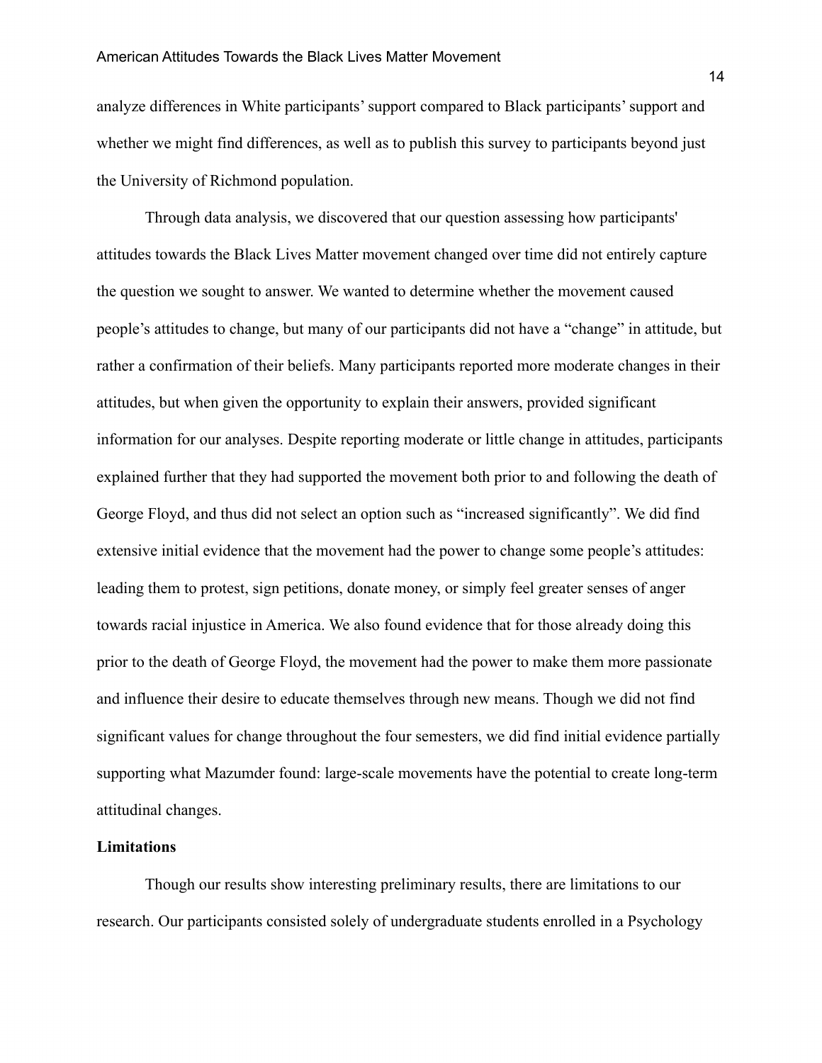analyze differences in White participants' support compared to Black participants' support and whether we might find differences, as well as to publish this survey to participants beyond just the University of Richmond population.

Through data analysis, we discovered that our question assessing how participants' attitudes towards the Black Lives Matter movement changed over time did not entirely capture the question we sought to answer. We wanted to determine whether the movement caused people's attitudes to change, but many of our participants did not have a "change" in attitude, but rather a confirmation of their beliefs. Many participants reported more moderate changes in their attitudes, but when given the opportunity to explain their answers, provided significant information for our analyses. Despite reporting moderate or little change in attitudes, participants explained further that they had supported the movement both prior to and following the death of George Floyd, and thus did not select an option such as "increased significantly". We did find extensive initial evidence that the movement had the power to change some people's attitudes: leading them to protest, sign petitions, donate money, or simply feel greater senses of anger towards racial injustice in America. We also found evidence that for those already doing this prior to the death of George Floyd, the movement had the power to make them more passionate and influence their desire to educate themselves through new means. Though we did not find significant values for change throughout the four semesters, we did find initial evidence partially supporting what Mazumder found: large-scale movements have the potential to create long-term attitudinal changes.

**Limitations**

Though our results show interesting preliminary results, there are limitations to our research. Our participants consisted solely of undergraduate students enrolled in a Psychology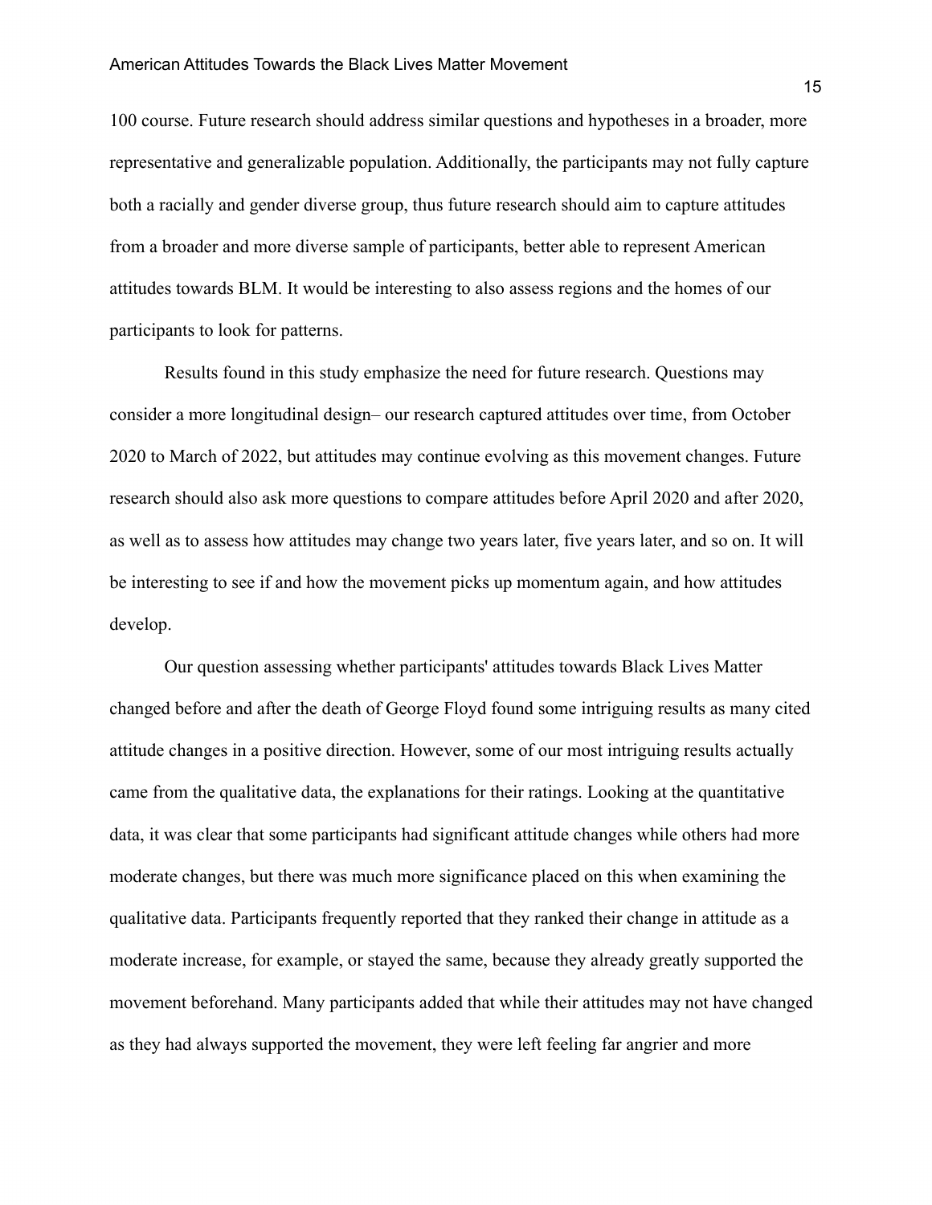100 course. Future research should address similar questions and hypotheses in a broader, more representative and generalizable population. Additionally, the participants may not fully capture both a racially and gender diverse group, thus future research should aim to capture attitudes from a broader and more diverse sample of participants, better able to represent American attitudes towards BLM. It would be interesting to also assess regions and the homes of our participants to look for patterns.

Results found in this study emphasize the need for future research. Questions may consider a more longitudinal design– our research captured attitudes over time, from October 2020 to March of 2022, but attitudes may continue evolving as this movement changes. Future research should also ask more questions to compare attitudes before April 2020 and after 2020, as well as to assess how attitudes may change two years later, five years later, and so on. It will be interesting to see if and how the movement picks up momentum again, and how attitudes develop.

Our question assessing whether participants' attitudes towards Black Lives Matter changed before and after the death of George Floyd found some intriguing results as many cited attitude changes in a positive direction. However, some of our most intriguing results actually came from the qualitative data, the explanations for their ratings. Looking at the quantitative data, it was clear that some participants had significant attitude changes while others had more moderate changes, but there was much more significance placed on this when examining the qualitative data. Participants frequently reported that they ranked their change in attitude as a moderate increase, for example, or stayed the same, because they already greatly supported the movement beforehand. Many participants added that while their attitudes may not have changed as they had always supported the movement, they were left feeling far angrier and more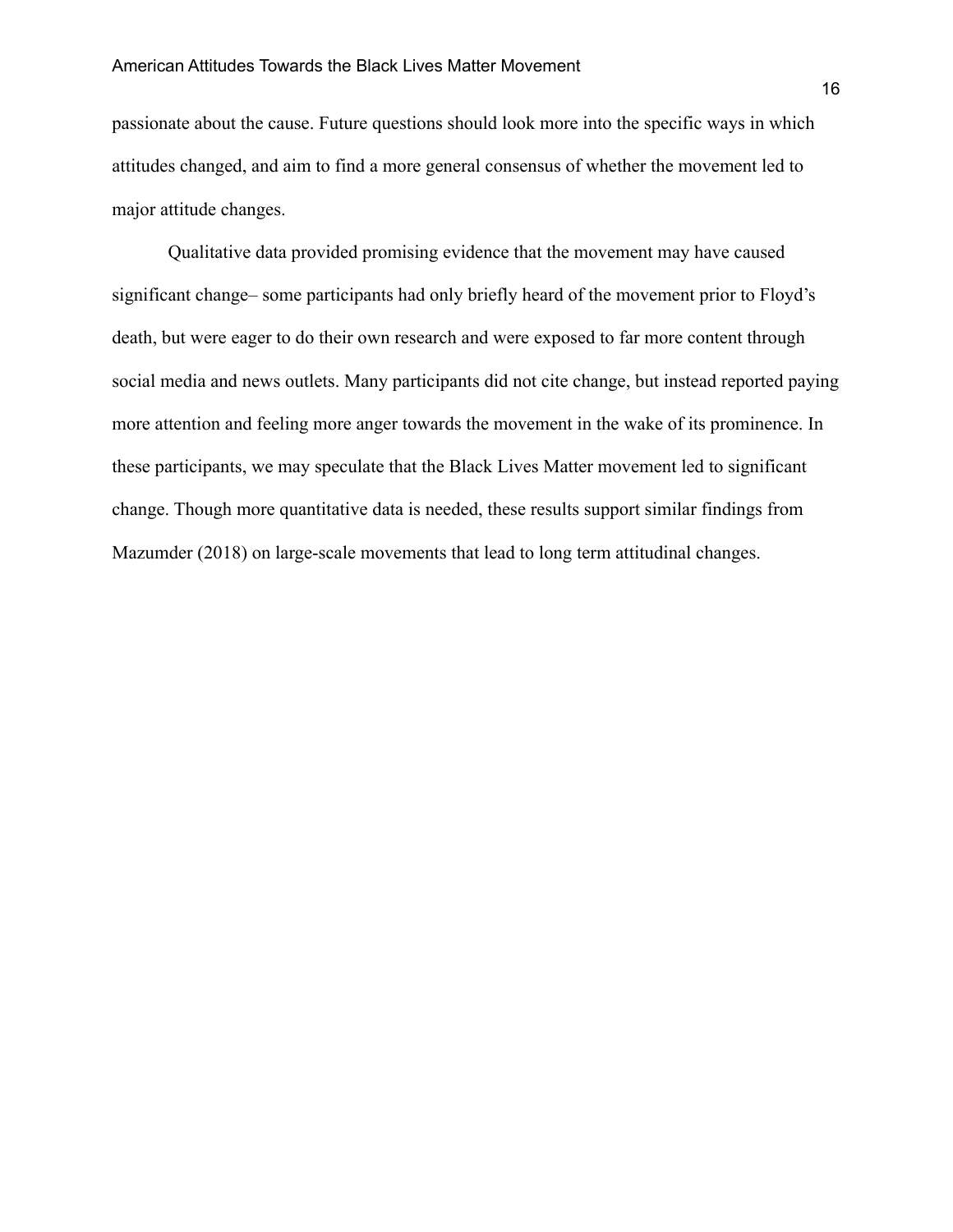passionate about the cause. Future questions should look more into the specific ways in which attitudes changed, and aim to find a more general consensus of whether the movement led to major attitude changes.

Qualitative data provided promising evidence that the movement may have caused significant change– some participants had only briefly heard of the movement prior to Floyd's death, but were eager to do their own research and were exposed to far more content through social media and news outlets. Many participants did not cite change, but instead reported paying more attention and feeling more anger towards the movement in the wake of its prominence. In these participants, we may speculate that the Black Lives Matter movement led to significant change. Though more quantitative data is needed, these results support similar findings from Mazumder (2018) on large-scale movements that lead to long term attitudinal changes.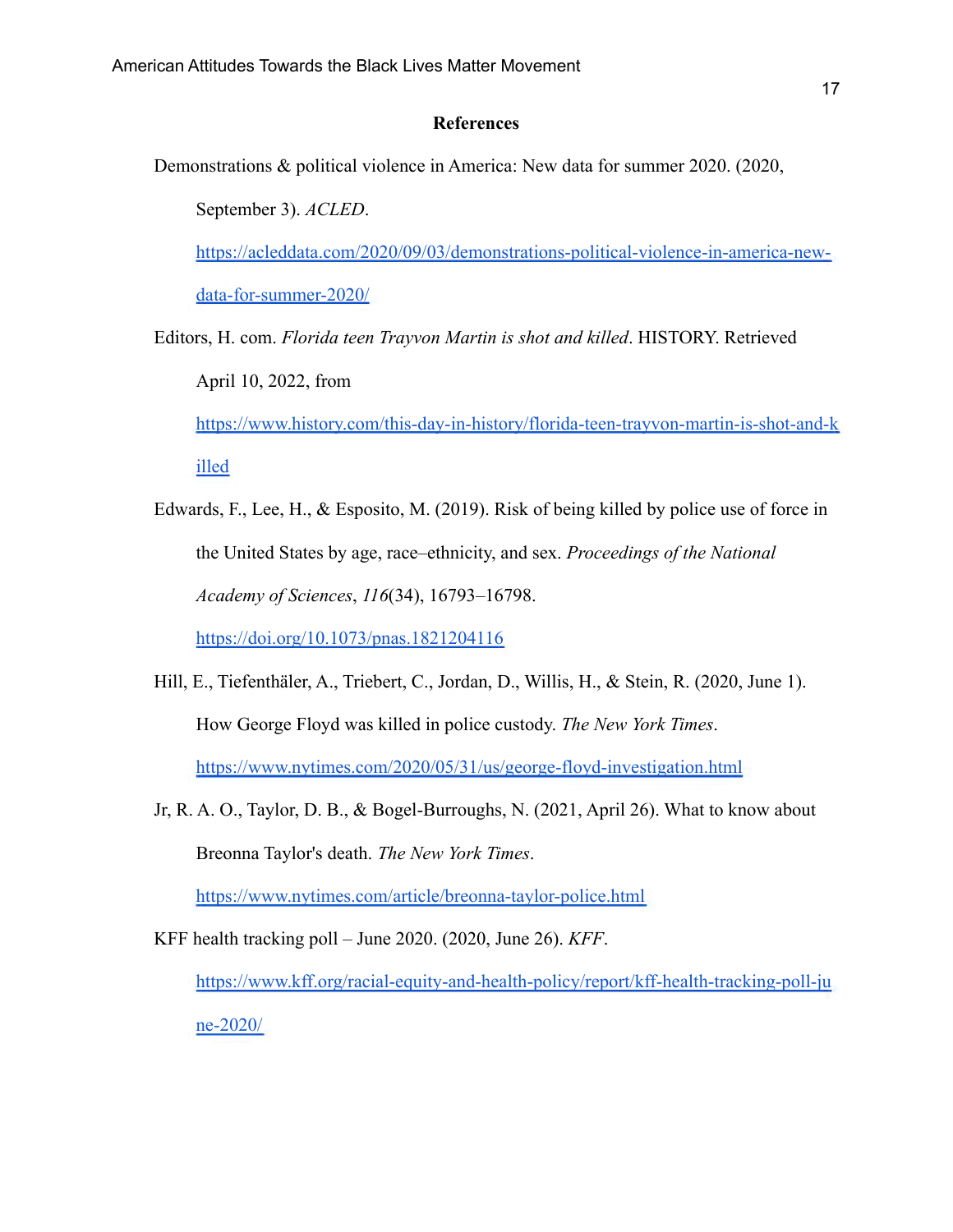## References

Demonstrations & political violence in America: New data for summer 2020. (2020, September 3). *ACLED*. https://acleddata.com/2020/09/03/demonstrations-political-violence-in-america-new-data-for-summer-2020/

Editors, H. com. *Florida teen Trayvon Martin is shot and killed*. HISTORY. Retrieved April 10, 2022, from https://www.history.com/this-day-in-history/florida-teen-trayvon-martin-is-shot-and-killed

Edwards, F., Lee, H., & Esposito, M. (2019). Risk of being killed by police use of force in the United States by age, race–ethnicity, and sex. *Proceedings of the National Academy of Sciences*, *116*(34), 16793–16798. https://doi.org/10.1073/pnas.1821204116

Hill, E., Tiefenthäler, A., Triebert, C., Jordan, D., Willis, H., & Stein, R. (2020, June 1). How George Floyd was killed in police custody. *The New York Times*. https://www.nytimes.com/2020/05/31/us/george-floyd-investigation.html

Jr, R. A. O., Taylor, D. B., & Bogel-Burroughs, N. (2021, April 26). What to know about Breonna Taylor's death. *The New York Times*. https://www.nytimes.com/article/breonna-taylor-police.html

KFF health tracking poll – June 2020. (2020, June 26). *KFF*. https://www.kff.org/racial-equity-and-health-policy/report/kff-health-tracking-poll-june-2020/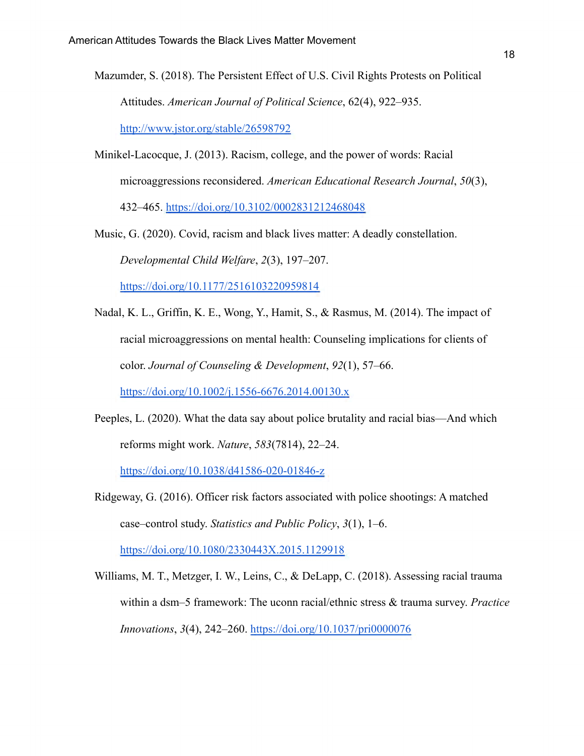Mazumder, S. (2018). The Persistent Effect of U.S. Civil Rights Protests on Political Attitudes. *American Journal of Political Science*, 62(4), 922–935. http://www.jstor.org/stable/26598792

Minikel-Lacocque, J. (2013). Racism, college, and the power of words: Racial microaggressions reconsidered. *American Educational Research Journal*, *50*(3), 432–465. https://doi.org/10.3102/0002831212468048

Music, G. (2020). Covid, racism and black lives matter: A deadly constellation. *Developmental Child Welfare*, *2*(3), 197–207. https://doi.org/10.1177/2516103220959814

Nadal, K. L., Griffin, K. E., Wong, Y., Hamit, S., & Rasmus, M. (2014). The impact of racial microaggressions on mental health: Counseling implications for clients of color. *Journal of Counseling & Development*, *92*(1), 57–66. https://doi.org/10.1002/j.1556-6676.2014.00130.x

Peeples, L. (2020). What the data say about police brutality and racial bias—And which reforms might work. *Nature*, *583*(7814), 22–24. https://doi.org/10.1038/d41586-020-01846-z

Ridgeway, G. (2016). Officer risk factors associated with police shootings: A matched case–control study. *Statistics and Public Policy*, *3*(1), 1–6. https://doi.org/10.1080/2330443X.2015.1129918

Williams, M. T., Metzger, I. W., Leins, C., & DeLapp, C. (2018). Assessing racial trauma within a dsm–5 framework: The uconn racial/ethnic stress & trauma survey. *Practice Innovations*, *3*(4), 242–260. https://doi.org/10.1037/pri0000076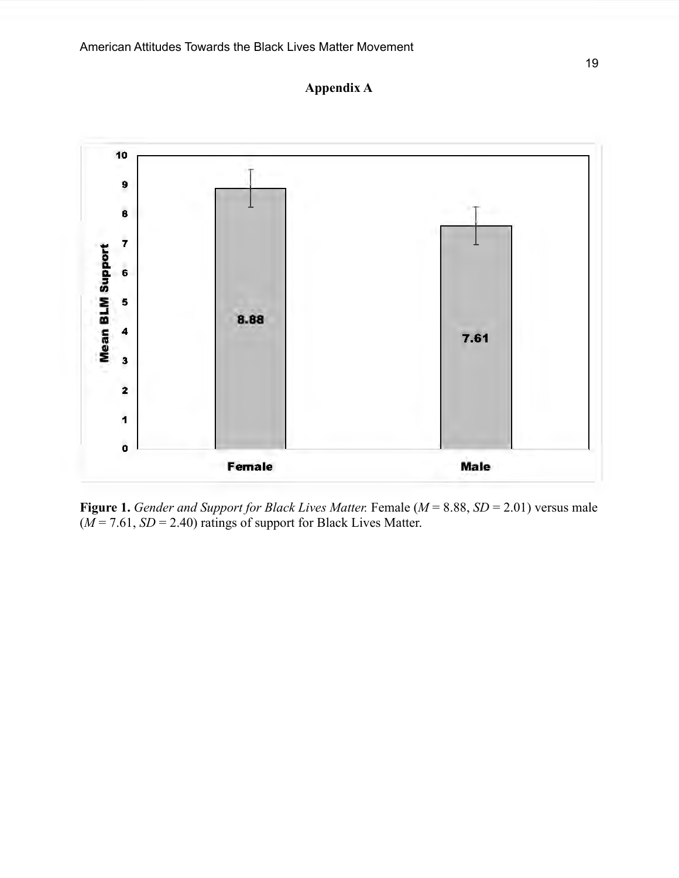## Appendix A

**Figure 1.** *Gender and Support for Black Lives Matter.* Female (*M* = 8.88, *SD* = 2.01) versus male (*M* = 7.61, *SD* = 2.40) ratings of support for Black Lives Matter.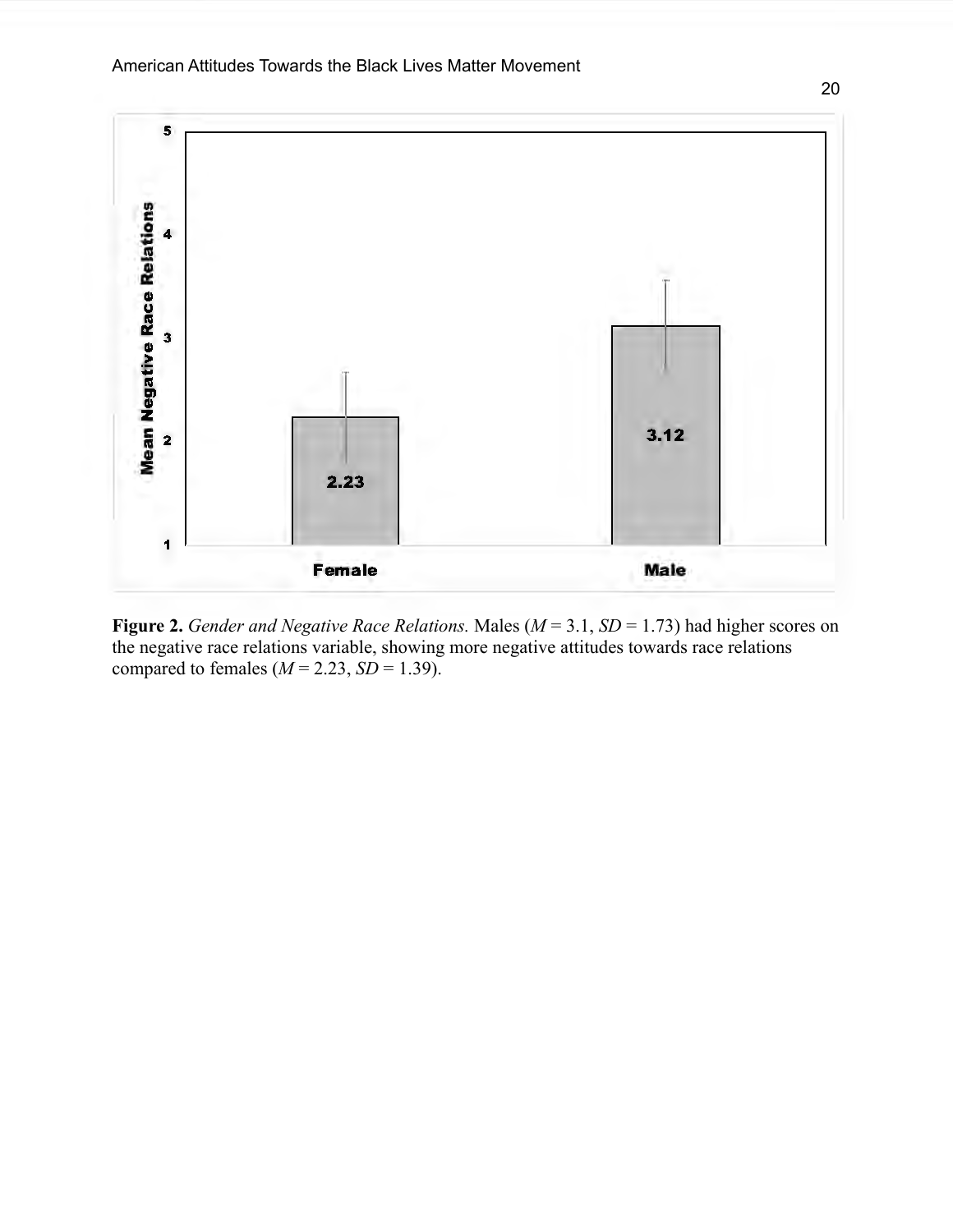**Figure 2.** *Gender and Negative Race Relations.* Males (*M* = 3.1, *SD* = 1.73) had higher scores on the negative race relations variable, showing more negative attitudes towards race relations compared to females (*M* = 2.23, *SD* = 1.39).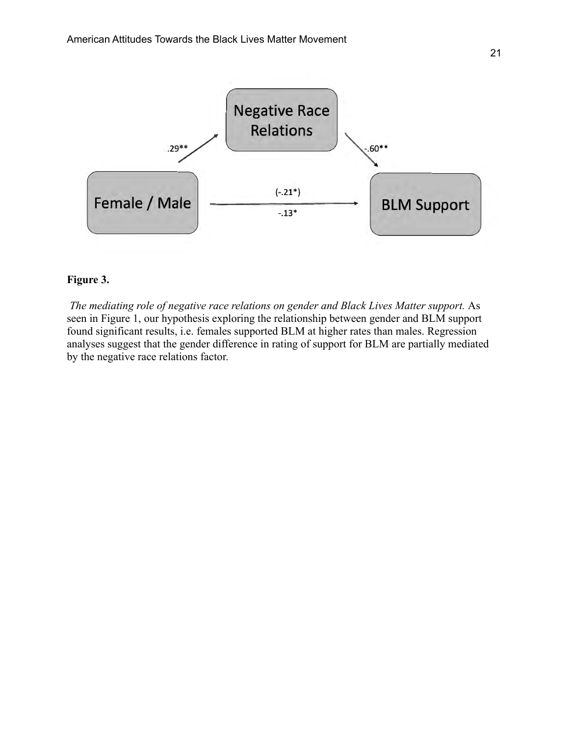Negative Race Relations

.29**

-.60**

Female / Male

(-.21*)

-.13*

BLM Support

**Figure 3.**

*The mediating role of negative race relations on gender and Black Lives Matter support.* As seen in Figure 1, our hypothesis exploring the relationship between gender and BLM support found significant results, i.e. females supported BLM at higher rates than males. Regression analyses suggest that the gender difference in rating of support for BLM are partially mediated by the negative race relations factor.